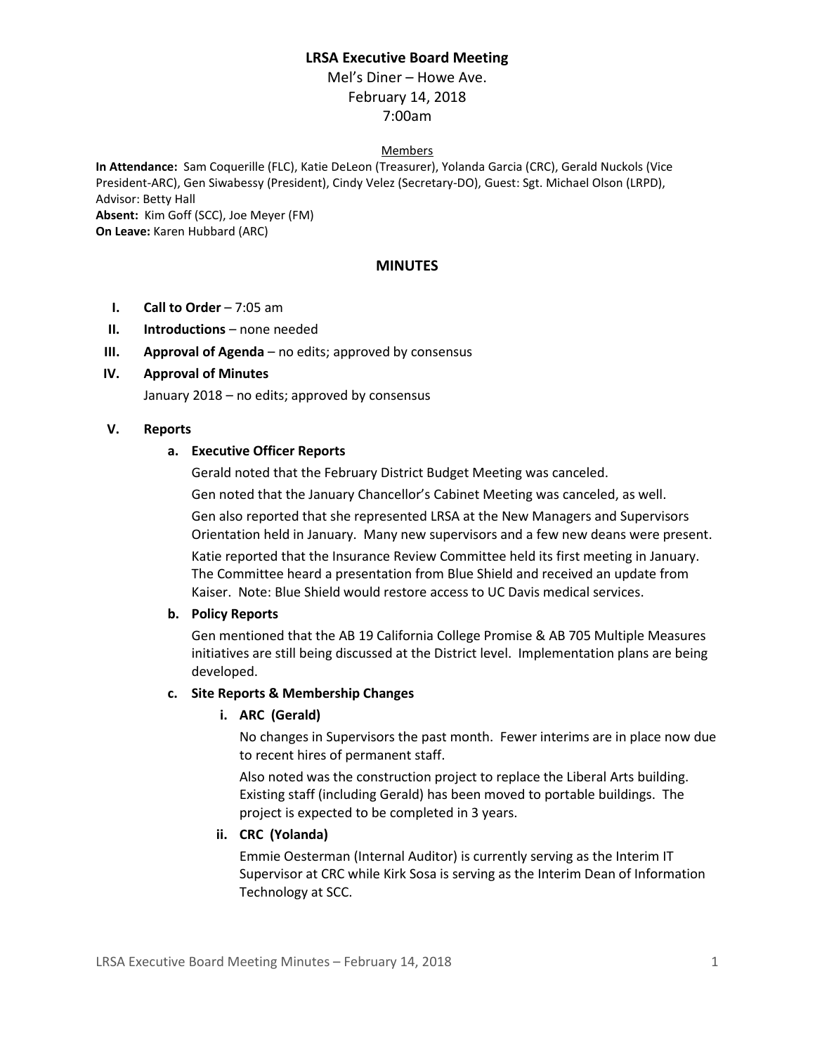# LRSA Executive Board Meeting

Mel's Diner – Howe Ave.
February 14, 2018
7:00am

Members

**In Attendance:** Sam Coquerille (FLC), Katie DeLeon (Treasurer), Yolanda Garcia (CRC), Gerald Nuckols (Vice President-ARC), Gen Siwabessy (President), Cindy Velez (Secretary-DO), Guest: Sgt. Michael Olson (LRPD), Advisor: Betty Hall
**Absent:** Kim Goff (SCC), Joe Meyer (FM)
**On Leave:** Karen Hubbard (ARC)

## MINUTES

I. **Call to Order** – 7:05 am

II. **Introductions** – none needed

III. **Approval of Agenda** – no edits; approved by consensus

IV. **Approval of Minutes**

January 2018 – no edits; approved by consensus

V. **Reports**

a. **Executive Officer Reports**

Gerald noted that the February District Budget Meeting was canceled.

Gen noted that the January Chancellor's Cabinet Meeting was canceled, as well.

Gen also reported that she represented LRSA at the New Managers and Supervisors Orientation held in January. Many new supervisors and a few new deans were present.

Katie reported that the Insurance Review Committee held its first meeting in January. The Committee heard a presentation from Blue Shield and received an update from Kaiser. Note: Blue Shield would restore access to UC Davis medical services.

b. **Policy Reports**

Gen mentioned that the AB 19 California College Promise & AB 705 Multiple Measures initiatives are still being discussed at the District level. Implementation plans are being developed.

c. **Site Reports & Membership Changes**

i. **ARC (Gerald)**

No changes in Supervisors the past month. Fewer interims are in place now due to recent hires of permanent staff.

Also noted was the construction project to replace the Liberal Arts building. Existing staff (including Gerald) has been moved to portable buildings. The project is expected to be completed in 3 years.

ii. **CRC (Yolanda)**

Emmie Oesterman (Internal Auditor) is currently serving as the Interim IT Supervisor at CRC while Kirk Sosa is serving as the Interim Dean of Information Technology at SCC.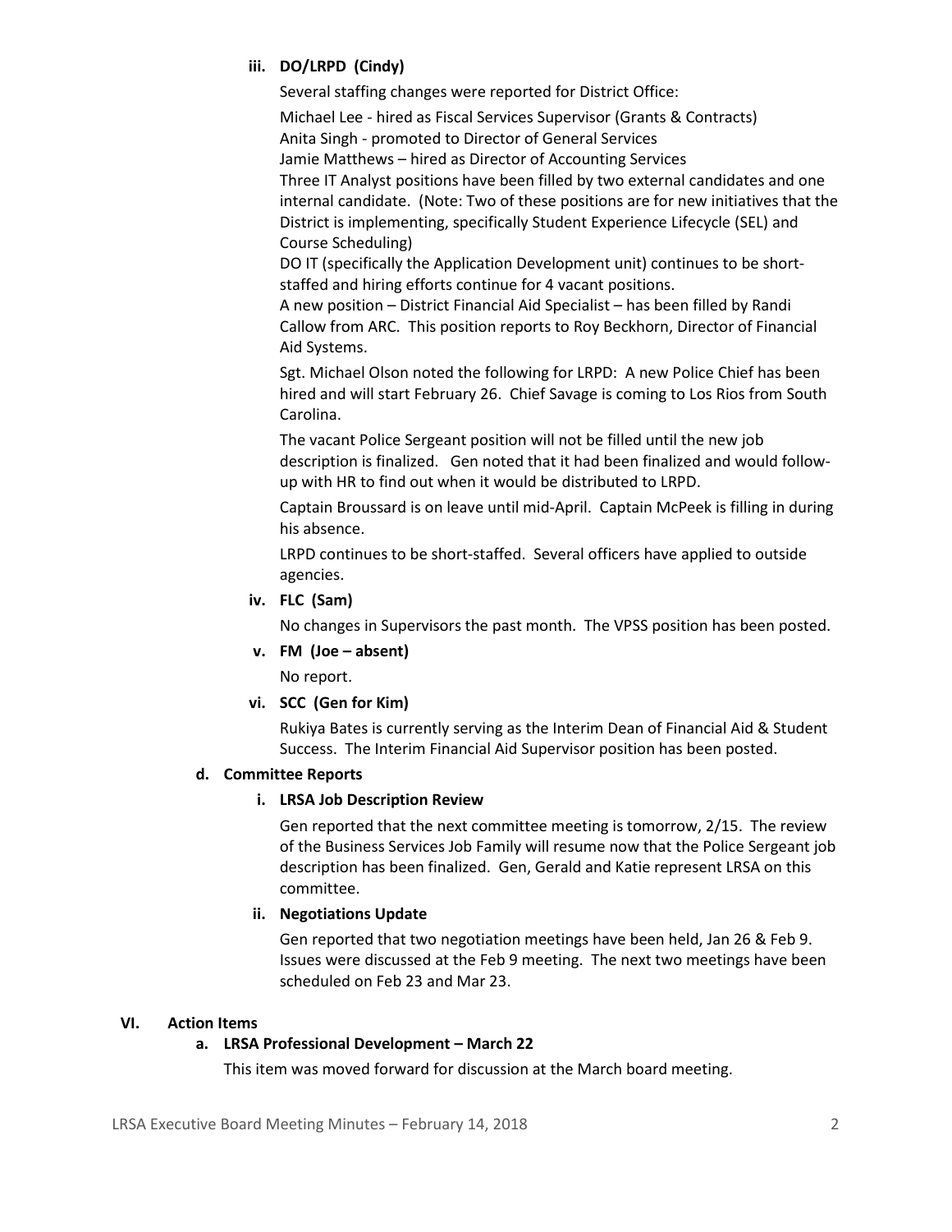#### iii. DO/LRPD (Cindy)

Several staffing changes were reported for District Office:

Michael Lee - hired as Fiscal Services Supervisor (Grants & Contracts)
Anita Singh - promoted to Director of General Services
Jamie Matthews – hired as Director of Accounting Services
Three IT Analyst positions have been filled by two external candidates and one internal candidate. (Note: Two of these positions are for new initiatives that the District is implementing, specifically Student Experience Lifecycle (SEL) and Course Scheduling)
DO IT (specifically the Application Development unit) continues to be short-staffed and hiring efforts continue for 4 vacant positions.
A new position – District Financial Aid Specialist – has been filled by Randi Callow from ARC. This position reports to Roy Beckhorn, Director of Financial Aid Systems.

Sgt. Michael Olson noted the following for LRPD: A new Police Chief has been hired and will start February 26. Chief Savage is coming to Los Rios from South Carolina.

The vacant Police Sergeant position will not be filled until the new job description is finalized. Gen noted that it had been finalized and would follow-up with HR to find out when it would be distributed to LRPD.

Captain Broussard is on leave until mid-April. Captain McPeek is filling in during his absence.

LRPD continues to be short-staffed. Several officers have applied to outside agencies.

#### iv. FLC (Sam)

No changes in Supervisors the past month. The VPSS position has been posted.

#### v. FM (Joe – absent)

No report.

#### vi. SCC (Gen for Kim)

Rukiya Bates is currently serving as the Interim Dean of Financial Aid & Student Success. The Interim Financial Aid Supervisor position has been posted.

### d. Committee Reports

#### i. LRSA Job Description Review

Gen reported that the next committee meeting is tomorrow, 2/15. The review of the Business Services Job Family will resume now that the Police Sergeant job description has been finalized. Gen, Gerald and Katie represent LRSA on this committee.

#### ii. Negotiations Update

Gen reported that two negotiation meetings have been held, Jan 26 & Feb 9. Issues were discussed at the Feb 9 meeting. The next two meetings have been scheduled on Feb 23 and Mar 23.

## VI. Action Items

### a. LRSA Professional Development – March 22

This item was moved forward for discussion at the March board meeting.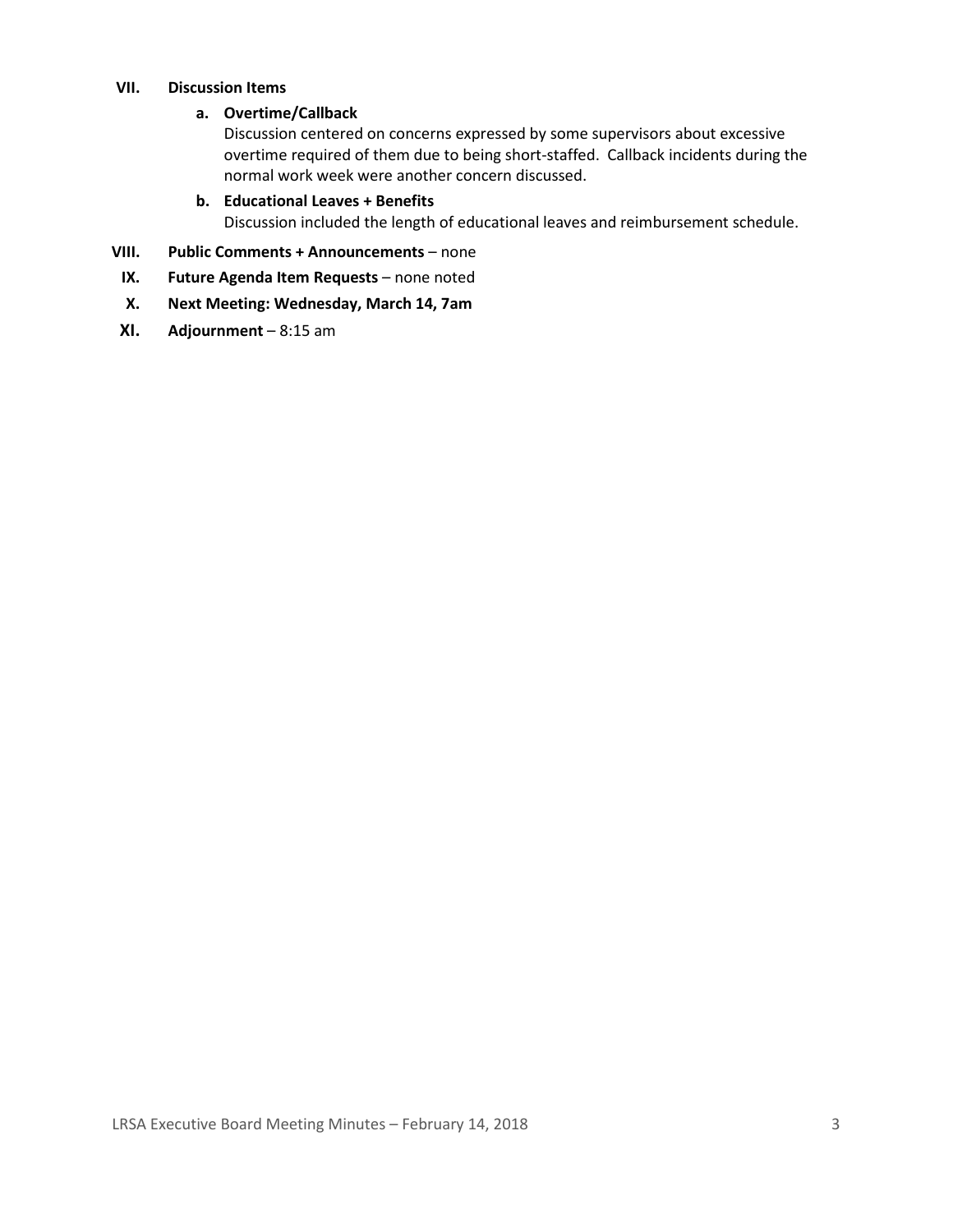**VII. Discussion Items**

**a. Overtime/Callback**

Discussion centered on concerns expressed by some supervisors about excessive overtime required of them due to being short-staffed. Callback incidents during the normal work week were another concern discussed.

**b. Educational Leaves + Benefits**

Discussion included the length of educational leaves and reimbursement schedule.

**VIII. Public Comments + Announcements** – none

**IX. Future Agenda Item Requests** – none noted

**X. Next Meeting: Wednesday, March 14, 7am**

**XI. Adjournment** – 8:15 am